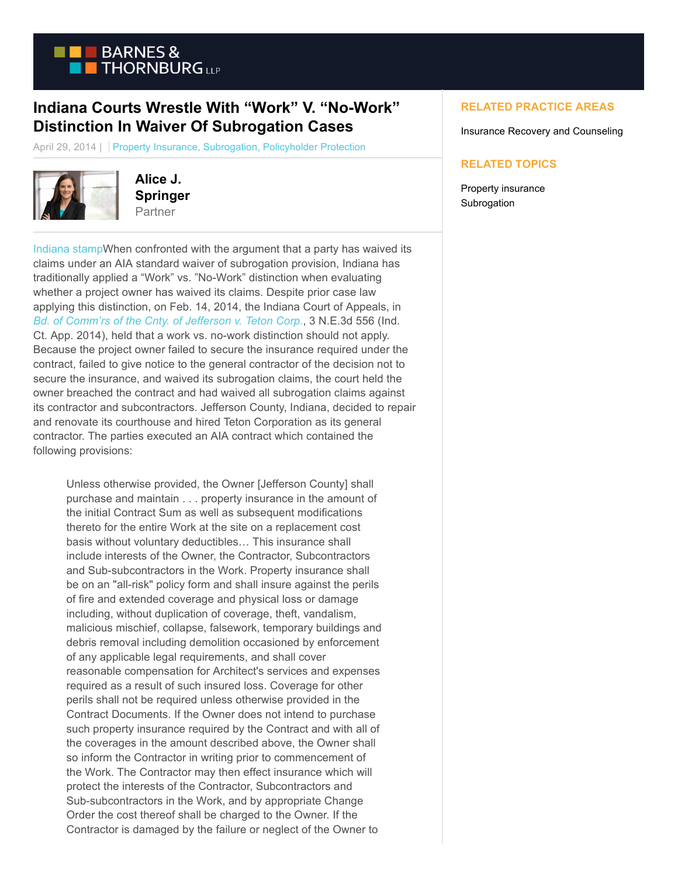# Indiana Courts Wrestle With "Work" V. "No-Work" Distinction In Waiver Of Subrogation Cases

April 29, 2014 | Property Insurance, Subrogation, Policyholder Protection

**Alice J. Springer**
Partner

**RELATED PRACTICE AREAS**

Insurance Recovery and Counseling

**RELATED TOPICS**

Property insurance
Subrogation

Indiana stampWhen confronted with the argument that a party has waived its claims under an AIA standard waiver of subrogation provision, Indiana has traditionally applied a "Work" vs. "No-Work" distinction when evaluating whether a project owner has waived its claims. Despite prior case law applying this distinction, on Feb. 14, 2014, the Indiana Court of Appeals, in *Bd. of Comm'rs of the Cnty. of Jefferson v. Teton Corp.*, 3 N.E.3d 556 (Ind. Ct. App. 2014), held that a work vs. no-work distinction should not apply. Because the project owner failed to secure the insurance required under the contract, failed to give notice to the general contractor of the decision not to secure the insurance, and waived its subrogation claims, the court held the owner breached the contract and had waived all subrogation claims against its contractor and subcontractors. Jefferson County, Indiana, decided to repair and renovate its courthouse and hired Teton Corporation as its general contractor. The parties executed an AIA contract which contained the following provisions:

> Unless otherwise provided, the Owner [Jefferson County] shall purchase and maintain . . . property insurance in the amount of the initial Contract Sum as well as subsequent modifications thereto for the entire Work at the site on a replacement cost basis without voluntary deductibles… This insurance shall include interests of the Owner, the Contractor, Subcontractors and Sub-subcontractors in the Work. Property insurance shall be on an "all-risk" policy form and shall insure against the perils of fire and extended coverage and physical loss or damage including, without duplication of coverage, theft, vandalism, malicious mischief, collapse, falsework, temporary buildings and debris removal including demolition occasioned by enforcement of any applicable legal requirements, and shall cover reasonable compensation for Architect's services and expenses required as a result of such insured loss. Coverage for other perils shall not be required unless otherwise provided in the Contract Documents. If the Owner does not intend to purchase such property insurance required by the Contract and with all of the coverages in the amount described above, the Owner shall so inform the Contractor in writing prior to commencement of the Work. The Contractor may then effect insurance which will protect the interests of the Contractor, Subcontractors and Sub-subcontractors in the Work, and by appropriate Change Order the cost thereof shall be charged to the Owner. If the Contractor is damaged by the failure or neglect of the Owner to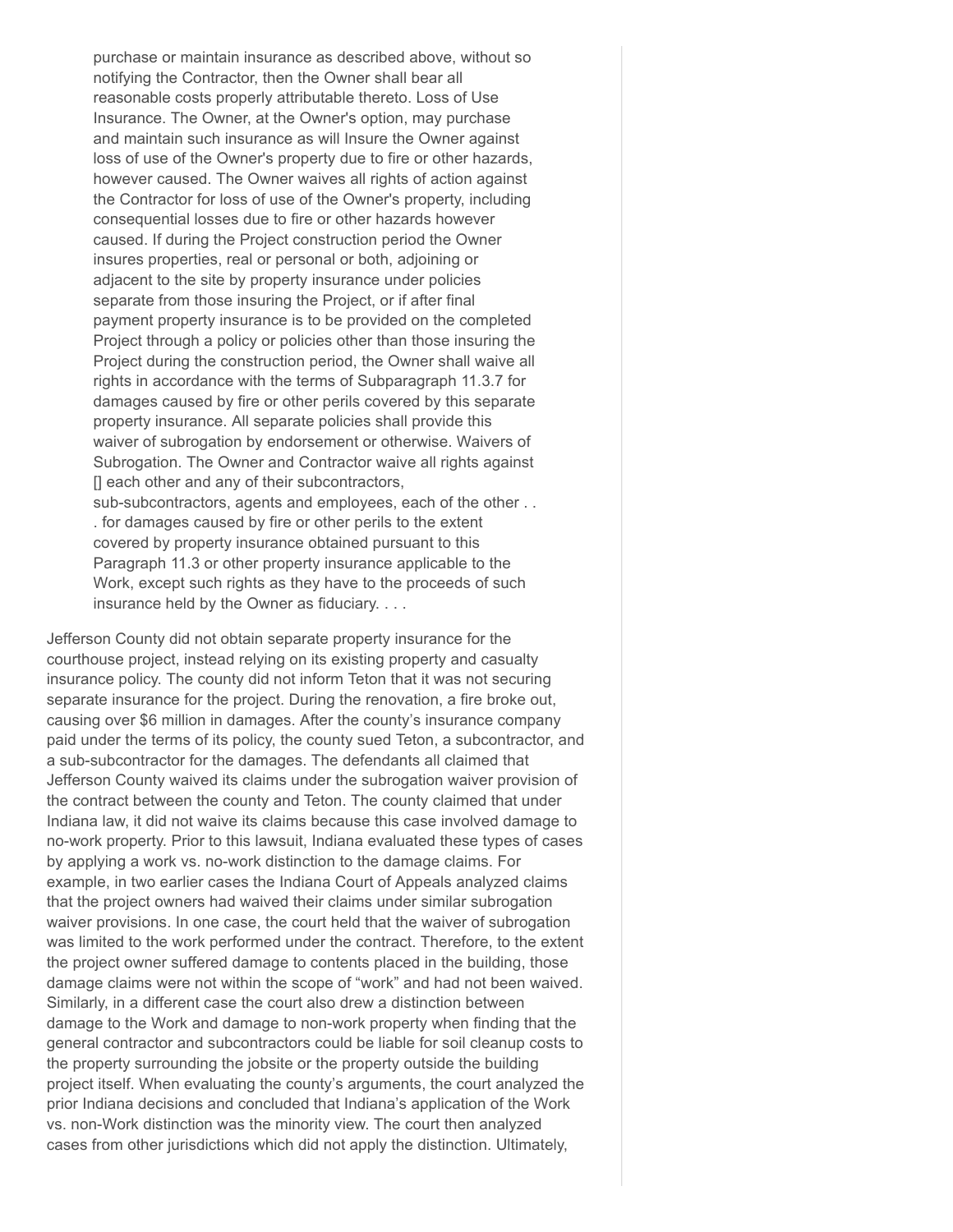> purchase or maintain insurance as described above, without so notifying the Contractor, then the Owner shall bear all reasonable costs properly attributable thereto. Loss of Use Insurance. The Owner, at the Owner's option, may purchase and maintain such insurance as will Insure the Owner against loss of use of the Owner's property due to fire or other hazards, however caused. The Owner waives all rights of action against the Contractor for loss of use of the Owner's property, including consequential losses due to fire or other hazards however caused. If during the Project construction period the Owner insures properties, real or personal or both, adjoining or adjacent to the site by property insurance under policies separate from those insuring the Project, or if after final payment property insurance is to be provided on the completed Project through a policy or policies other than those insuring the Project during the construction period, the Owner shall waive all rights in accordance with the terms of Subparagraph 11.3.7 for damages caused by fire or other perils covered by this separate property insurance. All separate policies shall provide this waiver of subrogation by endorsement or otherwise. Waivers of Subrogation. The Owner and Contractor waive all rights against [] each other and any of their subcontractors, sub-subcontractors, agents and employees, each of the other . . . for damages caused by fire or other perils to the extent covered by property insurance obtained pursuant to this Paragraph 11.3 or other property insurance applicable to the Work, except such rights as they have to the proceeds of such insurance held by the Owner as fiduciary. . . .

Jefferson County did not obtain separate property insurance for the courthouse project, instead relying on its existing property and casualty insurance policy. The county did not inform Teton that it was not securing separate insurance for the project. During the renovation, a fire broke out, causing over $6 million in damages. After the county's insurance company paid under the terms of its policy, the county sued Teton, a subcontractor, and a sub-subcontractor for the damages. The defendants all claimed that Jefferson County waived its claims under the subrogation waiver provision of the contract between the county and Teton. The county claimed that under Indiana law, it did not waive its claims because this case involved damage to no-work property. Prior to this lawsuit, Indiana evaluated these types of cases by applying a work vs. no-work distinction to the damage claims. For example, in two earlier cases the Indiana Court of Appeals analyzed claims that the project owners had waived their claims under similar subrogation waiver provisions. In one case, the court held that the waiver of subrogation was limited to the work performed under the contract. Therefore, to the extent the project owner suffered damage to contents placed in the building, those damage claims were not within the scope of "work" and had not been waived. Similarly, in a different case the court also drew a distinction between damage to the Work and damage to non-work property when finding that the general contractor and subcontractors could be liable for soil cleanup costs to the property surrounding the jobsite or the property outside the building project itself. When evaluating the county's arguments, the court analyzed the prior Indiana decisions and concluded that Indiana's application of the Work vs. non-Work distinction was the minority view. The court then analyzed cases from other jurisdictions which did not apply the distinction. Ultimately,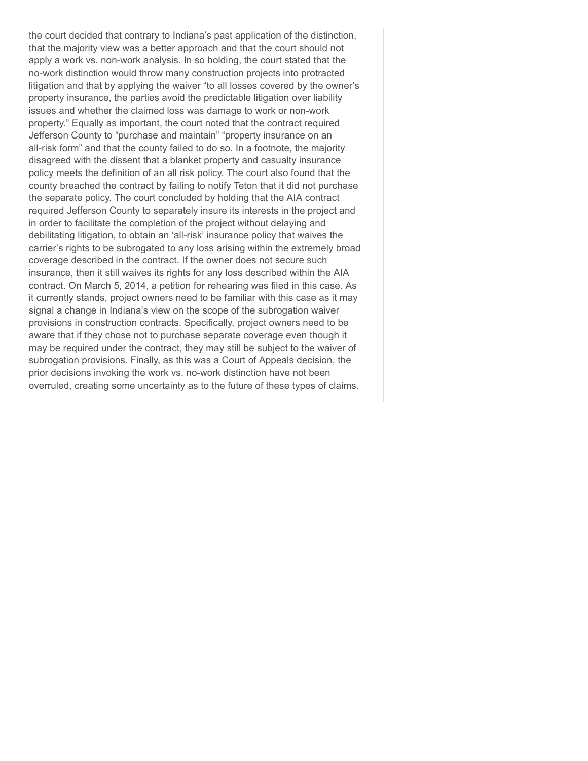the court decided that contrary to Indiana's past application of the distinction, that the majority view was a better approach and that the court should not apply a work vs. non-work analysis. In so holding, the court stated that the no-work distinction would throw many construction projects into protracted litigation and that by applying the waiver "to all losses covered by the owner's property insurance, the parties avoid the predictable litigation over liability issues and whether the claimed loss was damage to work or non-work property." Equally as important, the court noted that the contract required Jefferson County to "purchase and maintain" "property insurance on an all-risk form" and that the county failed to do so. In a footnote, the majority disagreed with the dissent that a blanket property and casualty insurance policy meets the definition of an all risk policy. The court also found that the county breached the contract by failing to notify Teton that it did not purchase the separate policy. The court concluded by holding that the AIA contract required Jefferson County to separately insure its interests in the project and in order to facilitate the completion of the project without delaying and debilitating litigation, to obtain an 'all-risk' insurance policy that waives the carrier's rights to be subrogated to any loss arising within the extremely broad coverage described in the contract. If the owner does not secure such insurance, then it still waives its rights for any loss described within the AIA contract. On March 5, 2014, a petition for rehearing was filed in this case. As it currently stands, project owners need to be familiar with this case as it may signal a change in Indiana's view on the scope of the subrogation waiver provisions in construction contracts. Specifically, project owners need to be aware that if they chose not to purchase separate coverage even though it may be required under the contract, they may still be subject to the waiver of subrogation provisions. Finally, as this was a Court of Appeals decision, the prior decisions invoking the work vs. no-work distinction have not been overruled, creating some uncertainty as to the future of these types of claims.